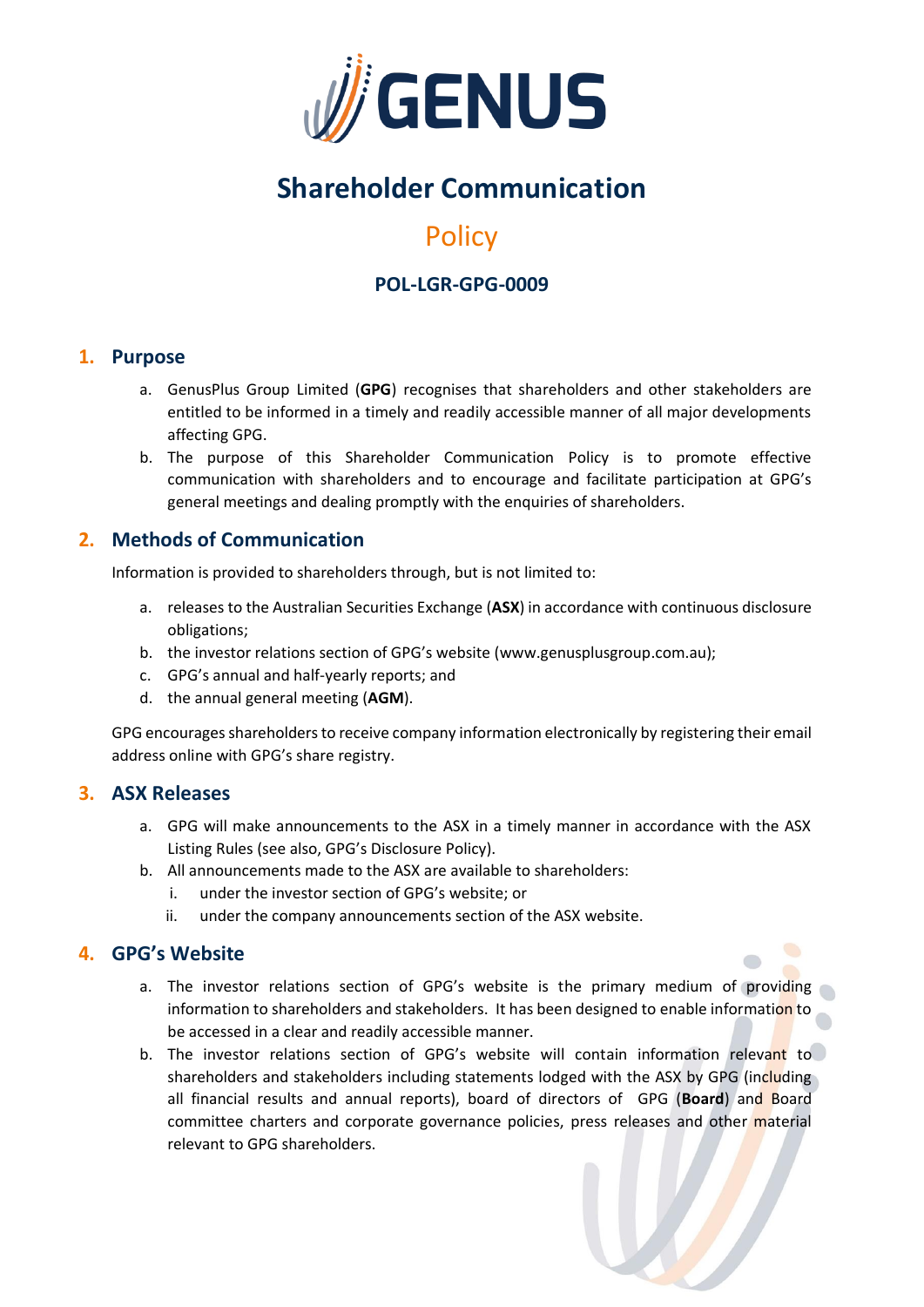# Shareholder Communication

## Policy

### POL-LGR-GPG-0009

## 1. Purpose

a. GenusPlus Group Limited (**GPG**) recognises that shareholders and other stakeholders are entitled to be informed in a timely and readily accessible manner of all major developments affecting GPG.

b. The purpose of this Shareholder Communication Policy is to promote effective communication with shareholders and to encourage and facilitate participation at GPG's general meetings and dealing promptly with the enquiries of shareholders.

## 2. Methods of Communication

Information is provided to shareholders through, but is not limited to:

a. releases to the Australian Securities Exchange (**ASX**) in accordance with continuous disclosure obligations;

b. the investor relations section of GPG's website (www.genusplusgroup.com.au);

c. GPG's annual and half-yearly reports; and

d. the annual general meeting (**AGM**).

GPG encourages shareholders to receive company information electronically by registering their email address online with GPG's share registry.

## 3. ASX Releases

a. GPG will make announcements to the ASX in a timely manner in accordance with the ASX Listing Rules (see also, GPG's Disclosure Policy).

b. All announcements made to the ASX are available to shareholders:

   i. under the investor section of GPG's website; or

   ii. under the company announcements section of the ASX website.

## 4. GPG's Website

a. The investor relations section of GPG's website is the primary medium of providing information to shareholders and stakeholders. It has been designed to enable information to be accessed in a clear and readily accessible manner.

b. The investor relations section of GPG's website will contain information relevant to shareholders and stakeholders including statements lodged with the ASX by GPG (including all financial results and annual reports), board of directors of GPG (**Board**) and Board committee charters and corporate governance policies, press releases and other material relevant to GPG shareholders.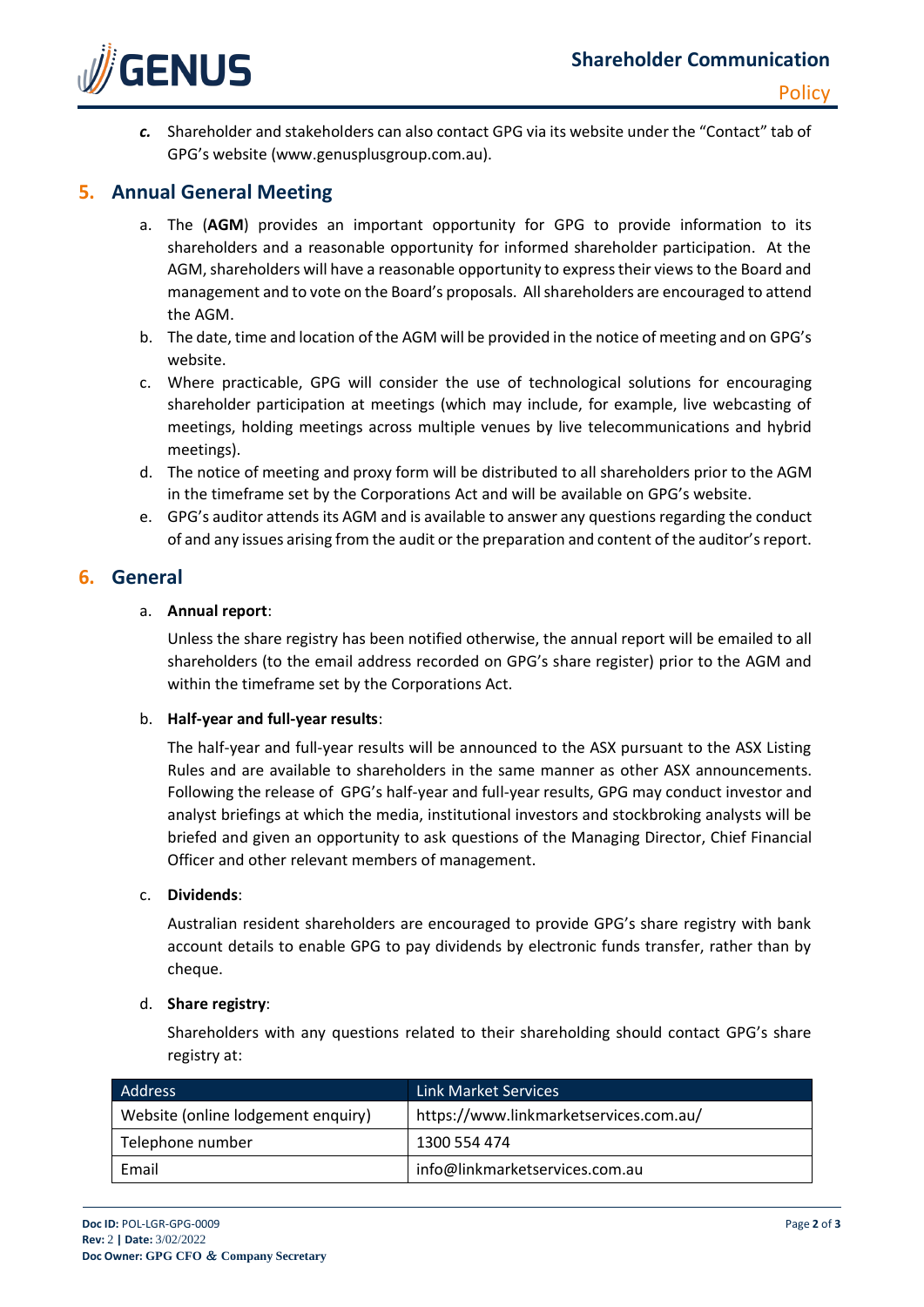*c.* Shareholder and stakeholders can also contact GPG via its website under the "Contact" tab of GPG's website (www.genusplusgroup.com.au).

## 5. Annual General Meeting

a. The (**AGM**) provides an important opportunity for GPG to provide information to its shareholders and a reasonable opportunity for informed shareholder participation. At the AGM, shareholders will have a reasonable opportunity to express their views to the Board and management and to vote on the Board's proposals. All shareholders are encouraged to attend the AGM.

b. The date, time and location of the AGM will be provided in the notice of meeting and on GPG's website.

c. Where practicable, GPG will consider the use of technological solutions for encouraging shareholder participation at meetings (which may include, for example, live webcasting of meetings, holding meetings across multiple venues by live telecommunications and hybrid meetings).

d. The notice of meeting and proxy form will be distributed to all shareholders prior to the AGM in the timeframe set by the Corporations Act and will be available on GPG's website.

e. GPG's auditor attends its AGM and is available to answer any questions regarding the conduct of and any issues arising from the audit or the preparation and content of the auditor's report.

## 6. General

a. **Annual report**:

Unless the share registry has been notified otherwise, the annual report will be emailed to all shareholders (to the email address recorded on GPG's share register) prior to the AGM and within the timeframe set by the Corporations Act.

b. **Half-year and full-year results**:

The half-year and full-year results will be announced to the ASX pursuant to the ASX Listing Rules and are available to shareholders in the same manner as other ASX announcements. Following the release of GPG's half-year and full-year results, GPG may conduct investor and analyst briefings at which the media, institutional investors and stockbroking analysts will be briefed and given an opportunity to ask questions of the Managing Director, Chief Financial Officer and other relevant members of management.

c. **Dividends**:

Australian resident shareholders are encouraged to provide GPG's share registry with bank account details to enable GPG to pay dividends by electronic funds transfer, rather than by cheque.

d. **Share registry**:

Shareholders with any questions related to their shareholding should contact GPG's share registry at:

| Address | Link Market Services |
|---|---|
| Website (online lodgement enquiry) | https://www.linkmarketservices.com.au/ |
| Telephone number | 1300 554 474 |
| Email | info@linkmarketservices.com.au |

**Doc ID:** POL-LGR-GPG-0009
**Rev:** 2 | **Date:** 3/02/2022
**Doc Owner:** GPG CFO & Company Secretary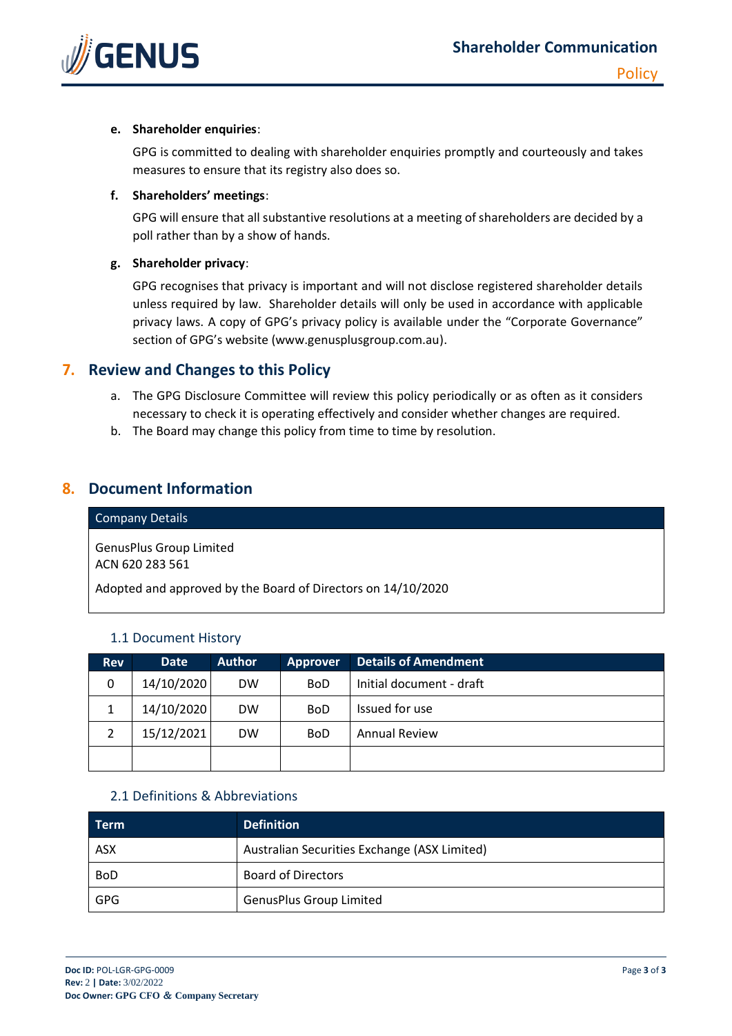**e. Shareholder enquiries**:

GPG is committed to dealing with shareholder enquiries promptly and courteously and takes measures to ensure that its registry also does so.

**f. Shareholders' meetings**:

GPG will ensure that all substantive resolutions at a meeting of shareholders are decided by a poll rather than by a show of hands.

**g. Shareholder privacy**:

GPG recognises that privacy is important and will not disclose registered shareholder details unless required by law. Shareholder details will only be used in accordance with applicable privacy laws. A copy of GPG's privacy policy is available under the "Corporate Governance" section of GPG's website (www.genusplusgroup.com.au).

## 7. Review and Changes to this Policy

a. The GPG Disclosure Committee will review this policy periodically or as often as it considers necessary to check it is operating effectively and consider whether changes are required.

b. The Board may change this policy from time to time by resolution.

## 8. Document Information

| Company Details |
|---|
| GenusPlus Group Limited<br>ACN 620 283 561<br><br>Adopted and approved by the Board of Directors on 14/10/2020 |

### 1.1 Document History

| Rev | Date | Author | Approver | Details of Amendment |
|---|---|---|---|---|
| 0 | 14/10/2020 | DW | BoD | Initial document - draft |
| 1 | 14/10/2020 | DW | BoD | Issued for use |
| 2 | 15/12/2021 | DW | BoD | Annual Review |
| | | | | |

### 2.1 Definitions & Abbreviations

| Term | Definition |
|---|---|
| ASX | Australian Securities Exchange (ASX Limited) |
| BoD | Board of Directors |
| GPG | GenusPlus Group Limited |